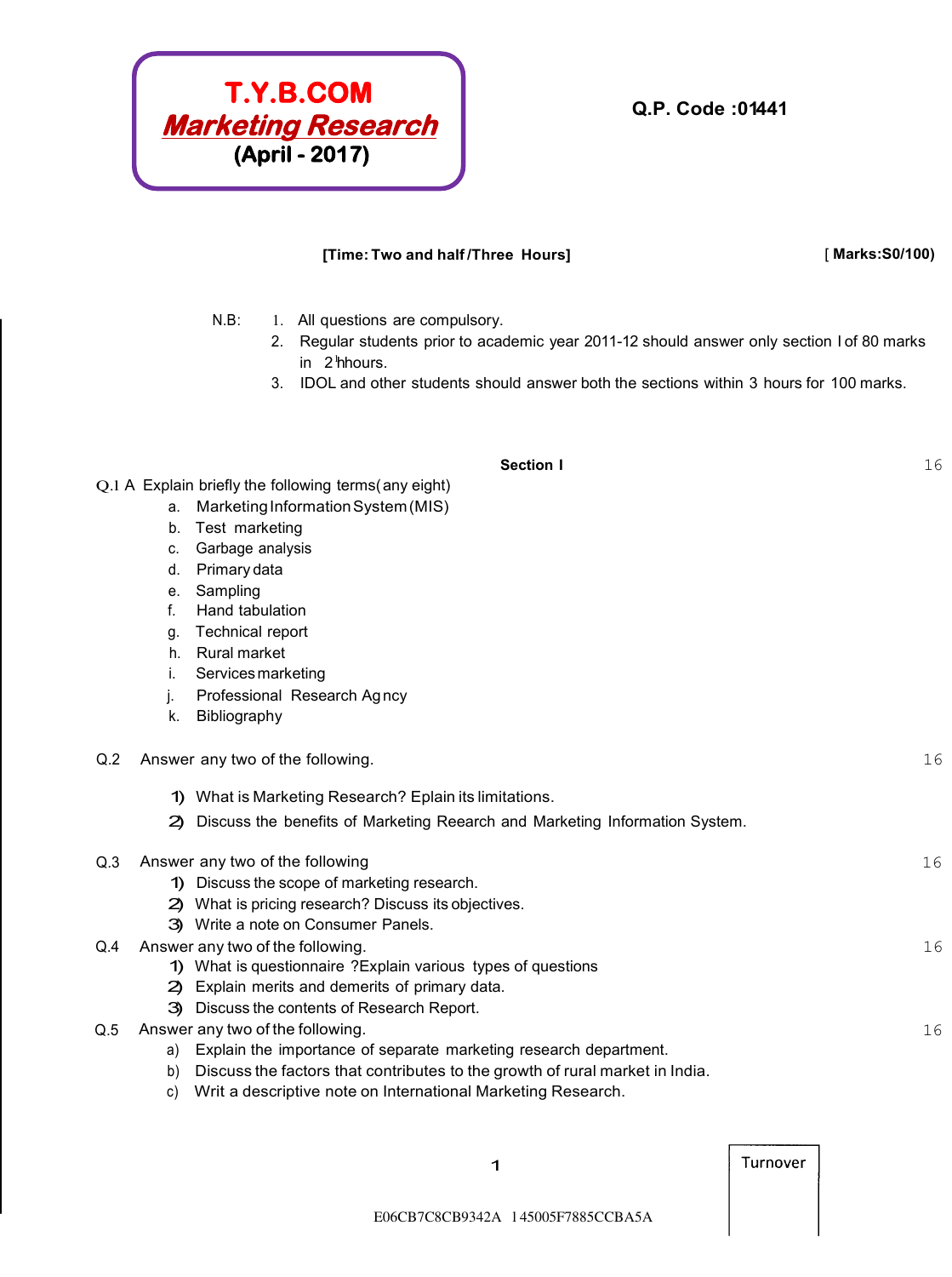# T.Y.B.COM
## *Marketing Research*
**(April - 2017)**

**Q.P. Code :01441**

**[Time: Two and half /Three Hours]** **[ Marks:S0/100)**

N.B:
1. All questions are compulsory.
2. Regular students prior to academic year 2011-12 should answer only section I of 80 marks in 2½hours.
3. IDOL and other students should answer both the sections within 3 hours for 100 marks.

### Section I

Q.1 A Explain briefly the following terms(any eight) — 16

a. Marketing Information System (MIS)
b. Test marketing
c. Garbage analysis
d. Primary data
e. Sampling
f. Hand tabulation
g. Technical report
h. Rural market
i. Services marketing
j. Professional Research Agncy
k. Bibliography

Q.2 Answer any two of the following. — 16

1) What is Marketing Research? Eplain its limitations.
2) Discuss the benefits of Marketing Reearch and Marketing Information System.

Q.3 Answer any two of the following — 16

1) Discuss the scope of marketing research.
2) What is pricing research? Discuss its objectives.
3) Write a note on Consumer Panels.

Q.4 Answer any two of the following. — 16

1) What is questionnaire ?Explain various types of questions
2) Explain merits and demerits of primary data.
3) Discuss the contents of Research Report.

Q.5 Answer any two of the following. — 16

a) Explain the importance of separate marketing research department.
b) Discuss the factors that contributes to the growth of rural market in India.
c) Writ a descriptive note on International Marketing Research.

Turnover

E06CB7C8CB9342A 145005F7885CCBA5A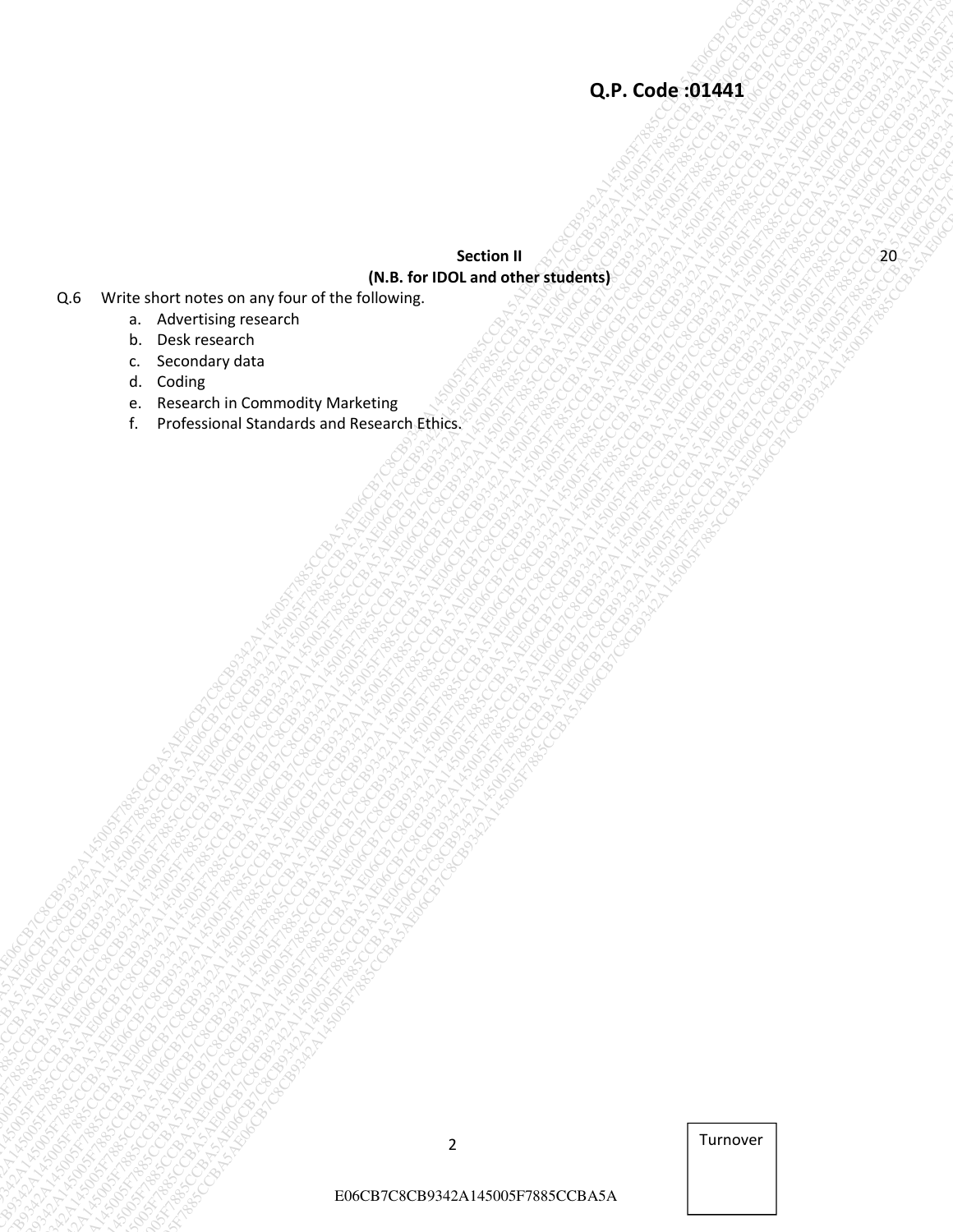Q.P. Code :01441

**Section II** 20

**(N.B. for IDOL and other students)**

Q.6 Write short notes on any four of the following.

a. Advertising research
b. Desk research
c. Secondary data
d. Coding
e. Research in Commodity Marketing
f. Professional Standards and Research Ethics.

Turnover

E06CB7C8CB9342A145005F7885CCBA5A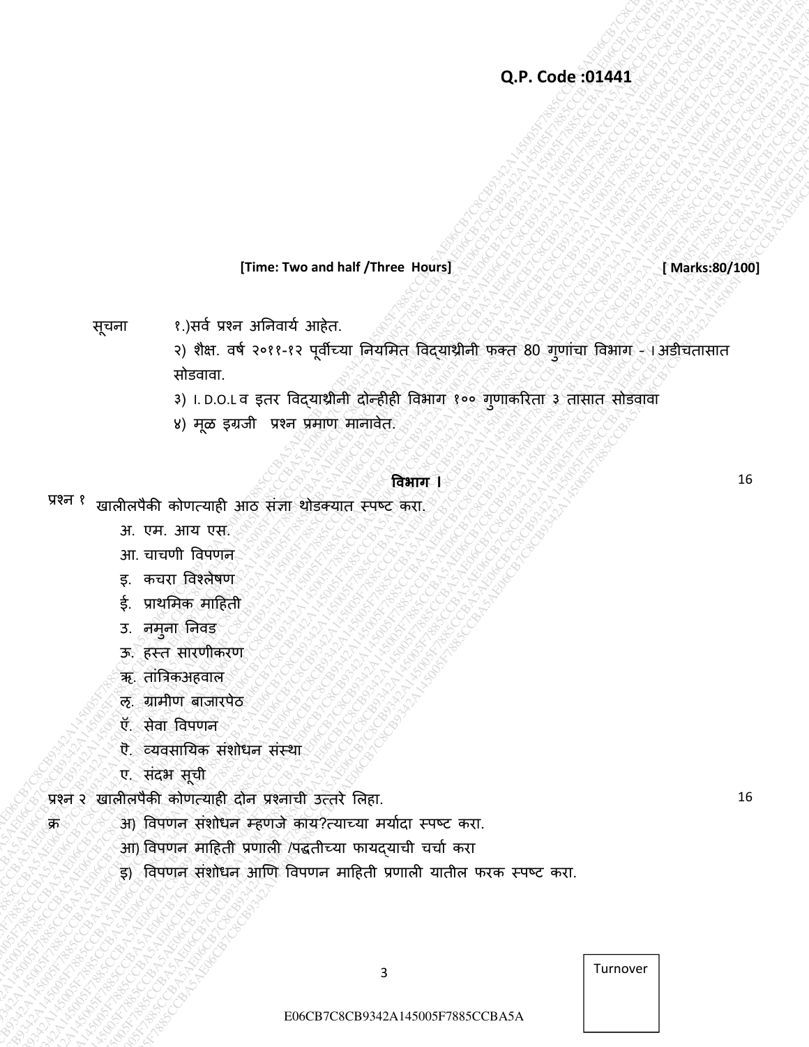**Q.P. Code :01441**

**[Time: Two and half /Three Hours]** **[ Marks:80/100]**

सूचना
१.)सर्व प्रश्न अनिवार्य आहेत.
२) शैक्ष. वर्ष २०११-१२ पूर्वीच्या नियमित विद्यार्थीनी फक्त 80 गुणांचा विभाग - I अडीचतासात सोडवावा.
३) I. D.O.L व इतर विद्यार्थीनी दोन्हीही विभाग १०० गुणाकरिता ३ तासात सोडवावा
४) मूळ इग्रजी प्रश्न प्रमाण मानावेत.

**विभाग I** 16

प्रश्न १ खालीलपैकी कोणत्याही आठ संज्ञा थोडक्यात स्पष्ट करा.

अ. एम. आय एस.
आ. चाचणी विपणन
इ. कचरा विश्लेषण
ई. प्राथमिक माहिती
उ. नमुना निवड
ऊ. हस्त सारणीकरण
ऋ. तांत्रिकअहवाल
ऌ. ग्रामीण बाजारपेठ
ॲ. सेवा विपणन
ऎ. व्यवसायिक संशोधन संस्था
ए. संदभ सूची

प्रश्न २ खालीलपैकी कोणत्याही दोन प्रश्नाची उत्तरे लिहा. 16

क्र
अ) विपणन संशोधन म्हणजे काय?त्याच्या मर्यादा स्पष्ट करा.
आ) विपणन माहिती प्रणाली /पद्धतीच्या फायद्याची चर्चा करा
इ) विपणन संशोधन आणि विपणन माहिती प्रणाली यातील फरक स्पष्ट करा.

Turnover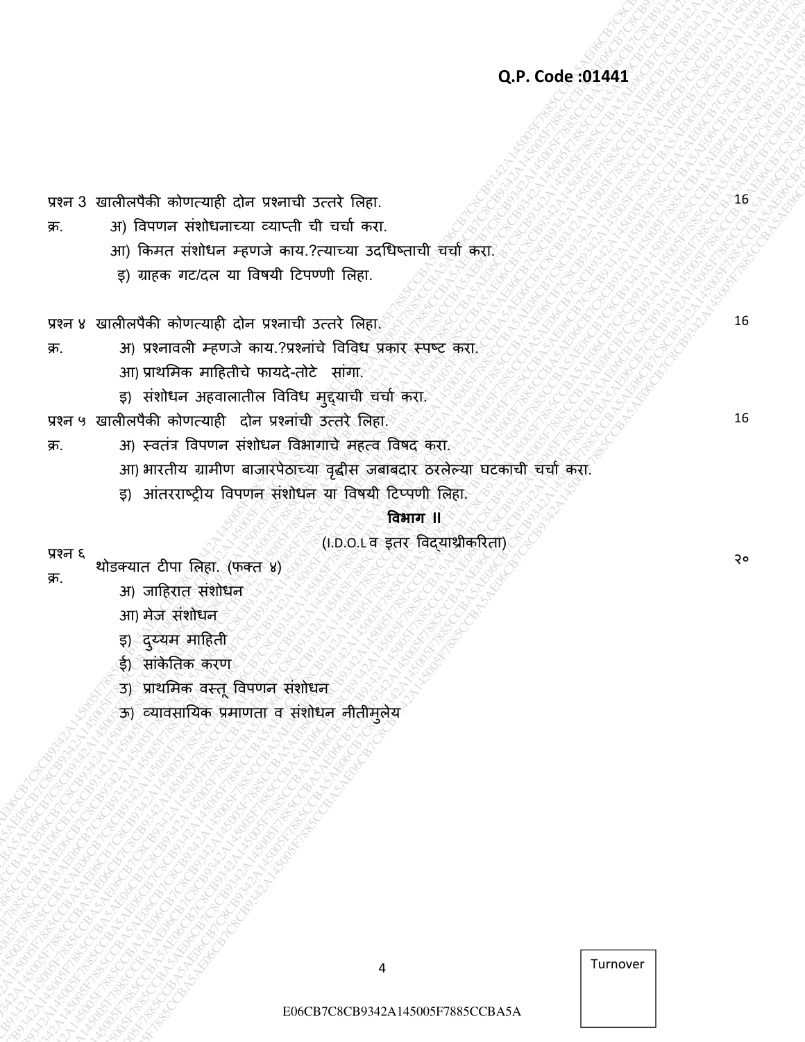प्रश्न 3 खालीलपैकी कोणत्याही दोन प्रश्नाची उत्तरे लिहा. 16

क्र.

अ) विपणन संशोधनाच्या व्याप्ती ची चर्चा करा.

आ) किमत संशोधन म्हणजे काय.?त्याच्या उदधिष्ताची चर्चा करा.

इ) ग्राहक गट/दल या विषयी टिपण्णी लिहा.

प्रश्न ४ खालीलपैकी कोणत्याही दोन प्रश्नाची उत्तरे लिहा. 16

क्र.

अ) प्रश्नावली म्हणजे काय.?प्रश्नांचे विविध प्रकार स्पष्ट करा.

आ) प्राथमिक माहितीचे फायदे-तोटे सांगा.

इ) संशोधन अहवालातील विविध मुद्द्याची चर्चा करा.

प्रश्न ५ खालीलपैकी कोणत्याही दोन प्रश्नांची उत्तरे लिहा. 16

क्र.

अ) स्वतंत्र विपणन संशोधन विभागाचे महत्व विषद करा.

आ) भारतीय ग्रामीण बाजारपेठाच्या वृद्धीस जबाबदार ठरलेल्या घटकाची चर्चा करा.

इ) आंतरराष्ट्रीय विपणन संशोधन या विषयी टिप्पणी लिहा.

**विभाग II**

(I.D.O.L व इतर विद्यार्थीकरिता)

प्रश्न ६ थोडक्यात टीपा लिहा. (फक्त ४) २०

क्र.

अ) जाहिरात संशोधन

आ) मेज संशोधन

इ) दुय्यम माहिती

ई) सांकेतिक करण

उ) प्राथमिक वस्तू विपणन संशोधन

ऊ) व्यावसायिक प्रमाणता व संशोधन नीतीमुलेय